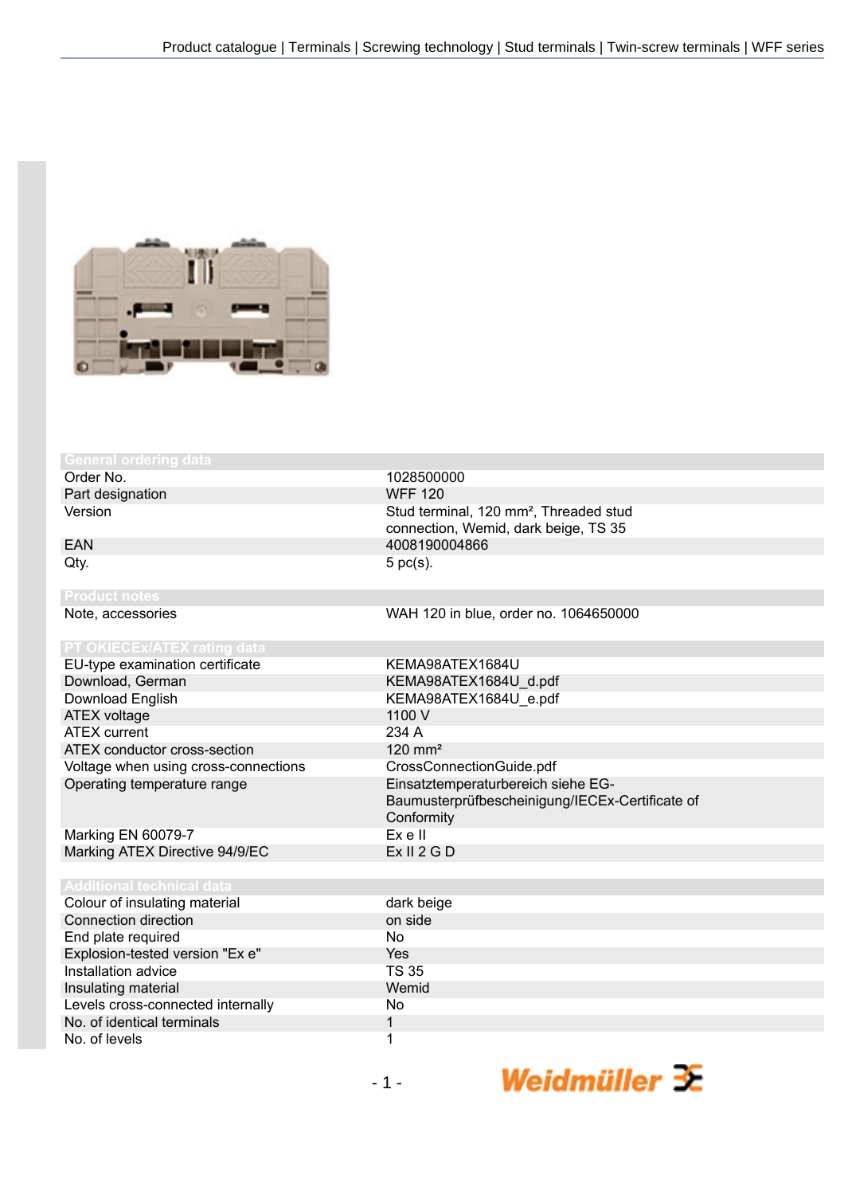## General ordering data

| | |
|---|---|
| Order No. | 1028500000 |
| Part designation | WFF 120 |
| Version | Stud terminal, 120 mm², Threaded stud connection, Wemid, dark beige, TS 35 |
| EAN | 4008190004866 |
| Qty. | 5 pc(s). |

## Product notes

| | |
|---|---|
| Note, accessories | WAH 120 in blue, order no. 1064650000 |

## PT OKIECEx/ATEX rating data

| | |
|---|---|
| EU-type examination certificate | KEMA98ATEX1684U |
| Download, German | KEMA98ATEX1684U_d.pdf |
| Download English | KEMA98ATEX1684U_e.pdf |
| ATEX voltage | 1100 V |
| ATEX current | 234 A |
| ATEX conductor cross-section | 120 mm² |
| Voltage when using cross-connections | CrossConnectionGuide.pdf |
| Operating temperature range | Einsatztemperaturbereich siehe EG-Baumusterprüfbescheinigung/IECEx-Certificate of Conformity |
| Marking EN 60079-7 | Ex e II |
| Marking ATEX Directive 94/9/EC | Ex II 2 G D |

## Additional technical data

| | |
|---|---|
| Colour of insulating material | dark beige |
| Connection direction | on side |
| End plate required | No |
| Explosion-tested version "Ex e" | Yes |
| Installation advice | TS 35 |
| Insulating material | Wemid |
| Levels cross-connected internally | No |
| No. of identical terminals | 1 |
| No. of levels | 1 |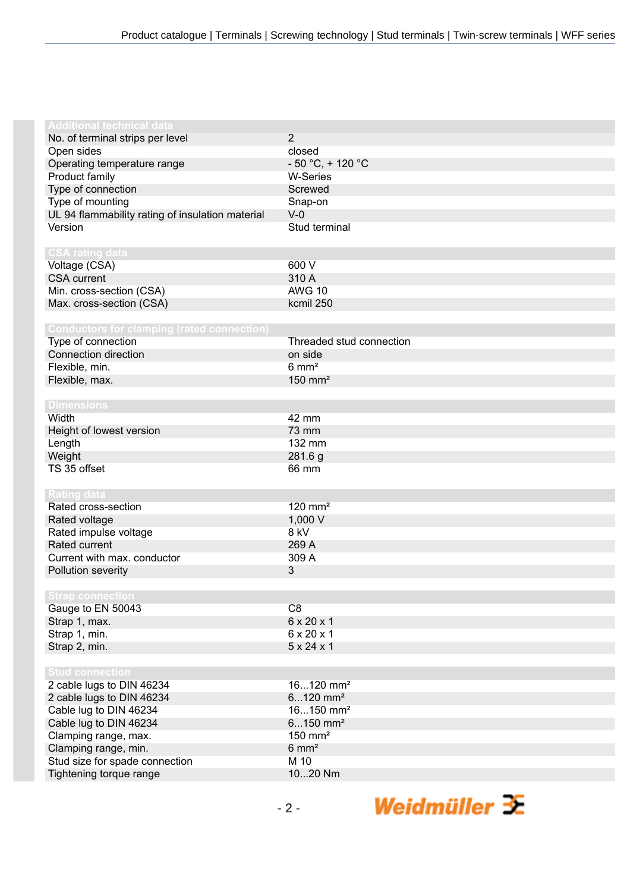| Additional technical data | |
|---|---|
| No. of terminal strips per level | 2 |
| Open sides | closed |
| Operating temperature range | - 50 °C, + 120 °C |
| Product family | W-Series |
| Type of connection | Screwed |
| Type of mounting | Snap-on |
| UL 94 flammability rating of insulation material | V-0 |
| Version | Stud terminal |

| CSA rating data | |
|---|---|
| Voltage (CSA) | 600 V |
| CSA current | 310 A |
| Min. cross-section (CSA) | AWG 10 |
| Max. cross-section (CSA) | kcmil 250 |

| Conductors for clamping (rated connection) | |
|---|---|
| Type of connection | Threaded stud connection |
| Connection direction | on side |
| Flexible, min. | 6 mm² |
| Flexible, max. | 150 mm² |

| Dimensions | |
|---|---|
| Width | 42 mm |
| Height of lowest version | 73 mm |
| Length | 132 mm |
| Weight | 281.6 g |
| TS 35 offset | 66 mm |

| Rating data | |
|---|---|
| Rated cross-section | 120 mm² |
| Rated voltage | 1,000 V |
| Rated impulse voltage | 8 kV |
| Rated current | 269 A |
| Current with max. conductor | 309 A |
| Pollution severity | 3 |

| Strap connection | |
|---|---|
| Gauge to EN 50043 | C8 |
| Strap 1, max. | 6 x 20 x 1 |
| Strap 1, min. | 6 x 20 x 1 |
| Strap 2, min. | 5 x 24 x 1 |

| Stud connection | |
|---|---|
| 2 cable lugs to DIN 46234 | 16...120 mm² |
| 2 cable lugs to DIN 46234 | 6...120 mm² |
| Cable lug to DIN 46234 | 16...150 mm² |
| Cable lug to DIN 46234 | 6...150 mm² |
| Clamping range, max. | 150 mm² |
| Clamping range, min. | 6 mm² |
| Stud size for spade connection | M 10 |
| Tightening torque range | 10...20 Nm |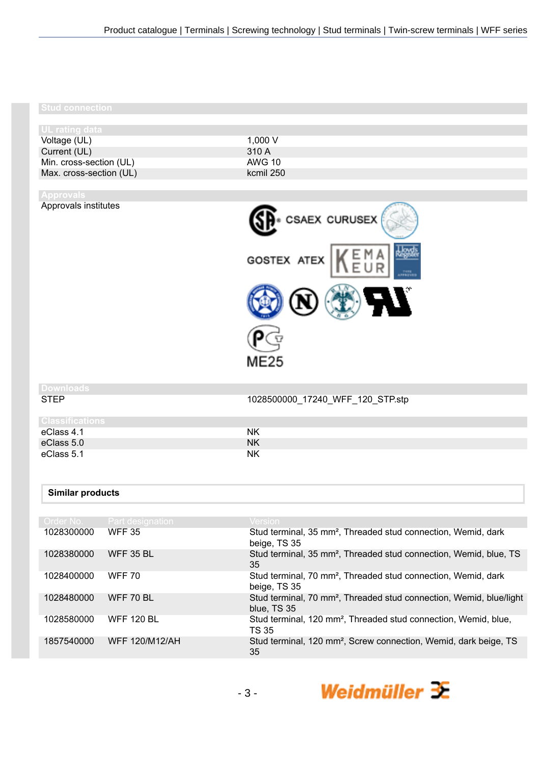## Stud connection

### UL rating data

| | |
|---|---|
| Voltage (UL) | 1,000 V |
| Current (UL) | 310 A |
| Min. cross-section (UL) | AWG 10 |
| Max. cross-section (UL) | kcmil 250 |

### Approvals

| | |
|---|---|
| Approvals institutes | CSAEX CURUSEX GOSTEX ATEX KEMA EUR ME25 |

### Downloads

| | |
|---|---|
| STEP | 1028500000_17240_WFF_120_STP.stp |

### Classifications

| | |
|---|---|
| eClass 4.1 | NK |
| eClass 5.0 | NK |
| eClass 5.1 | NK |

## Similar products

| Order No. | Part designation | Version |
|---|---|---|
| 1028300000 | WFF 35 | Stud terminal, 35 mm², Threaded stud connection, Wemid, dark beige, TS 35 |
| 1028380000 | WFF 35 BL | Stud terminal, 35 mm², Threaded stud connection, Wemid, blue, TS 35 |
| 1028400000 | WFF 70 | Stud terminal, 70 mm², Threaded stud connection, Wemid, dark beige, TS 35 |
| 1028480000 | WFF 70 BL | Stud terminal, 70 mm², Threaded stud connection, Wemid, blue/light blue, TS 35 |
| 1028580000 | WFF 120 BL | Stud terminal, 120 mm², Threaded stud connection, Wemid, blue, TS 35 |
| 1857540000 | WFF 120/M12/AH | Stud terminal, 120 mm², Screw connection, Wemid, dark beige, TS 35 |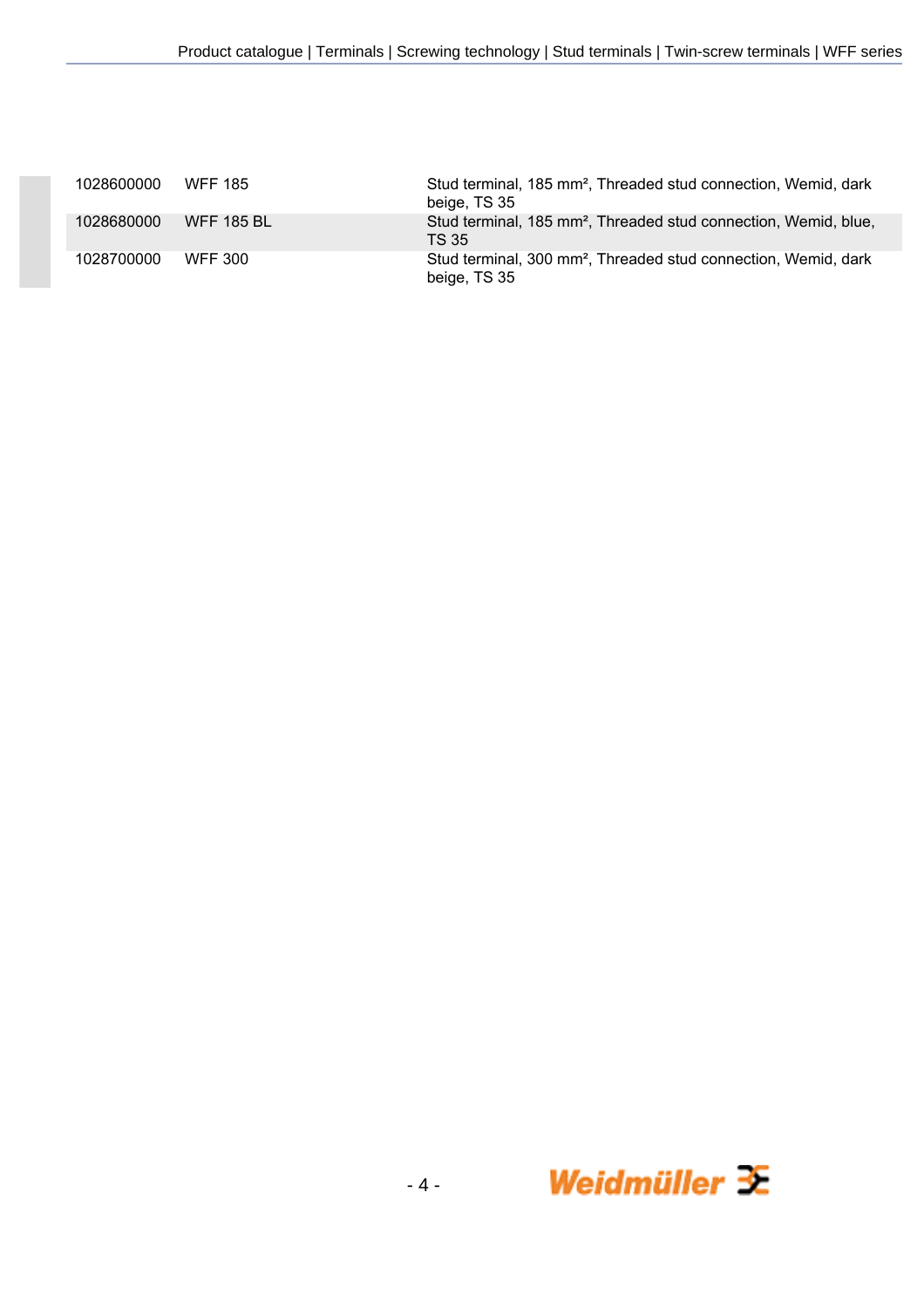| | | |
|---|---|---|
| 1028600000 | WFF 185 | Stud terminal, 185 mm², Threaded stud connection, Wemid, dark beige, TS 35 |
| 1028680000 | WFF 185 BL | Stud terminal, 185 mm², Threaded stud connection, Wemid, blue, TS 35 |
| 1028700000 | WFF 300 | Stud terminal, 300 mm², Threaded stud connection, Wemid, dark beige, TS 35 |